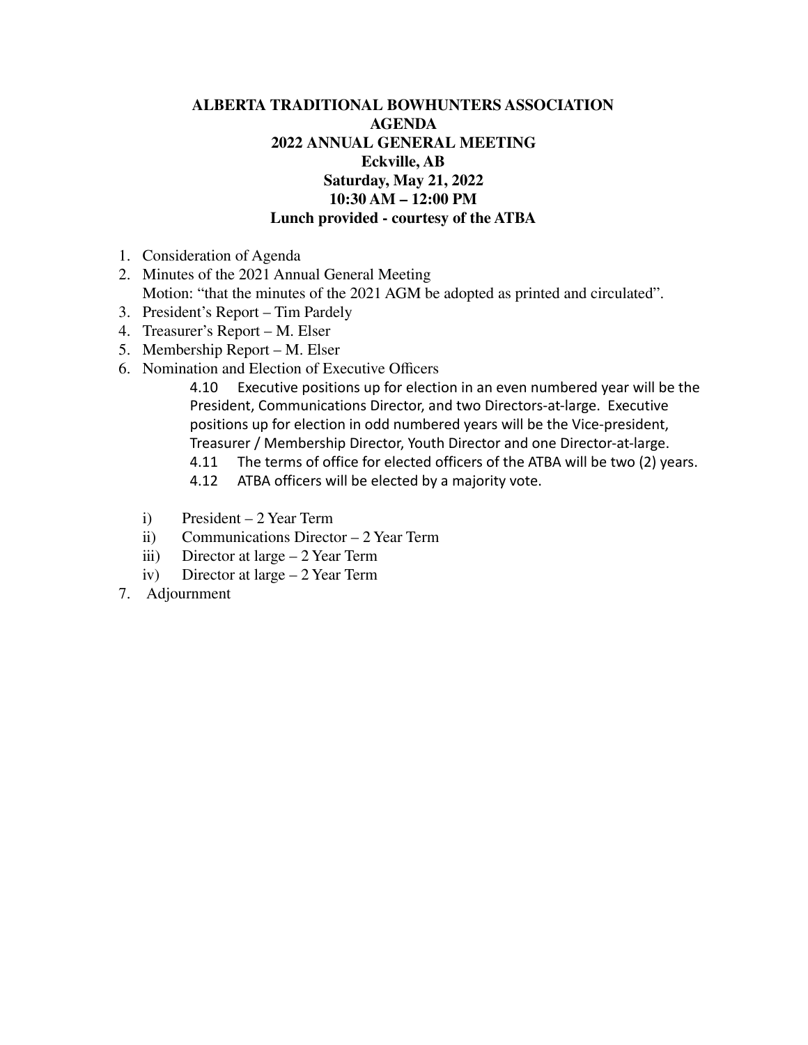# ALBERTA TRADITIONAL BOWHUNTERS ASSOCIATION

## AGENDA

## 2022 ANNUAL GENERAL MEETING

**Eckville, AB**

**Saturday, May 21, 2022**

**10:30 AM – 12:00 PM**

**Lunch provided - courtesy of the ATBA**

1. Consideration of Agenda
2. Minutes of the 2021 Annual General Meeting
   Motion: "that the minutes of the 2021 AGM be adopted as printed and circulated".
3. President's Report – Tim Pardely
4. Treasurer's Report – M. Elser
5. Membership Report – M. Elser
6. Nomination and Election of Executive Officers

   4.10 Executive positions up for election in an even numbered year will be the President, Communications Director, and two Directors-at-large. Executive positions up for election in odd numbered years will be the Vice-president, Treasurer / Membership Director, Youth Director and one Director-at-large.

   4.11 The terms of office for elected officers of the ATBA will be two (2) years.

   4.12 ATBA officers will be elected by a majority vote.

   i) President – 2 Year Term
   ii) Communications Director – 2 Year Term
   iii) Director at large – 2 Year Term
   iv) Director at large – 2 Year Term
7. Adjournment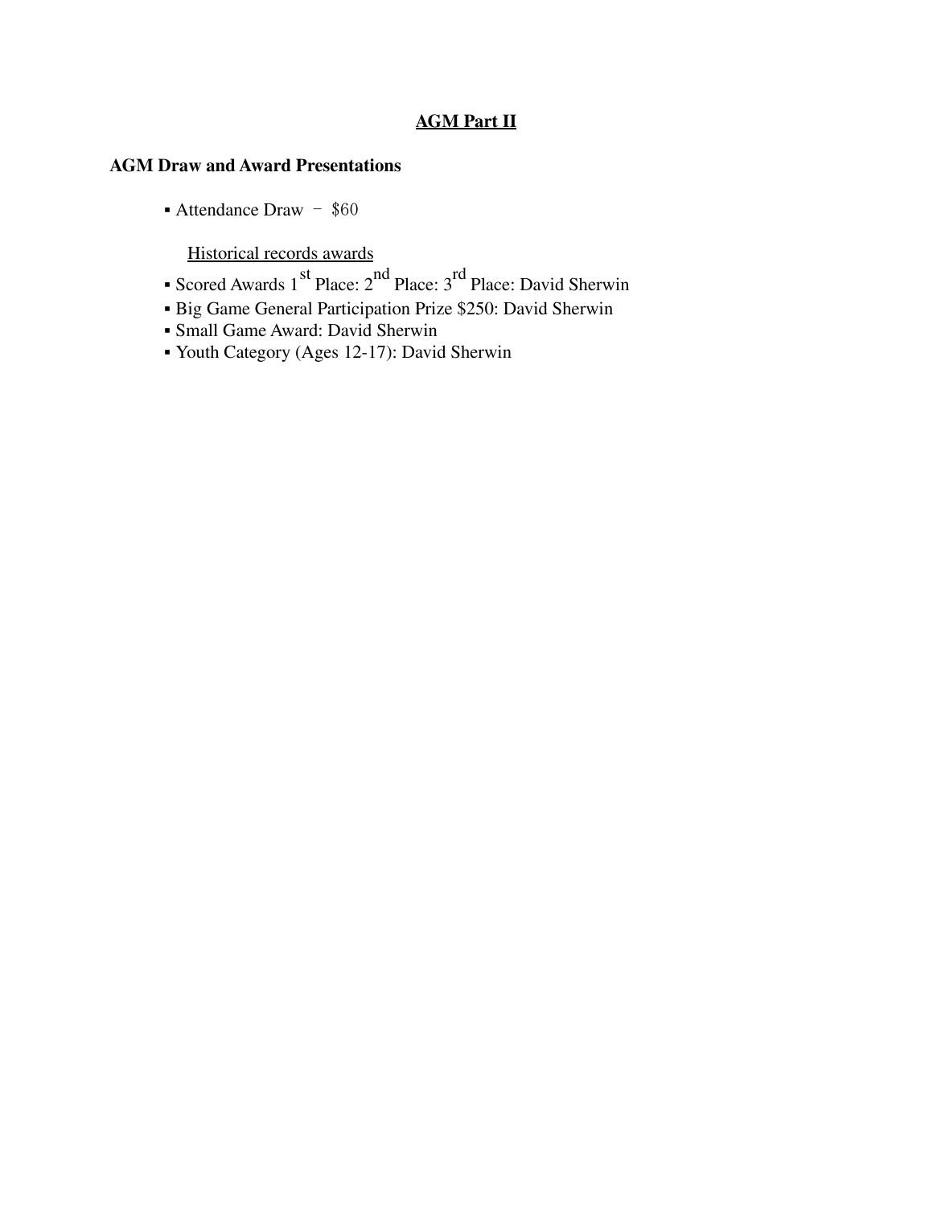**AGM Part II**

**AGM Draw and Award Presentations**

- Attendance Draw – $60

Historical records awards

- Scored Awards 1st Place: 2nd Place: 3rd Place: David Sherwin
- Big Game General Participation Prize $250: David Sherwin
- Small Game Award: David Sherwin
- Youth Category (Ages 12-17): David Sherwin